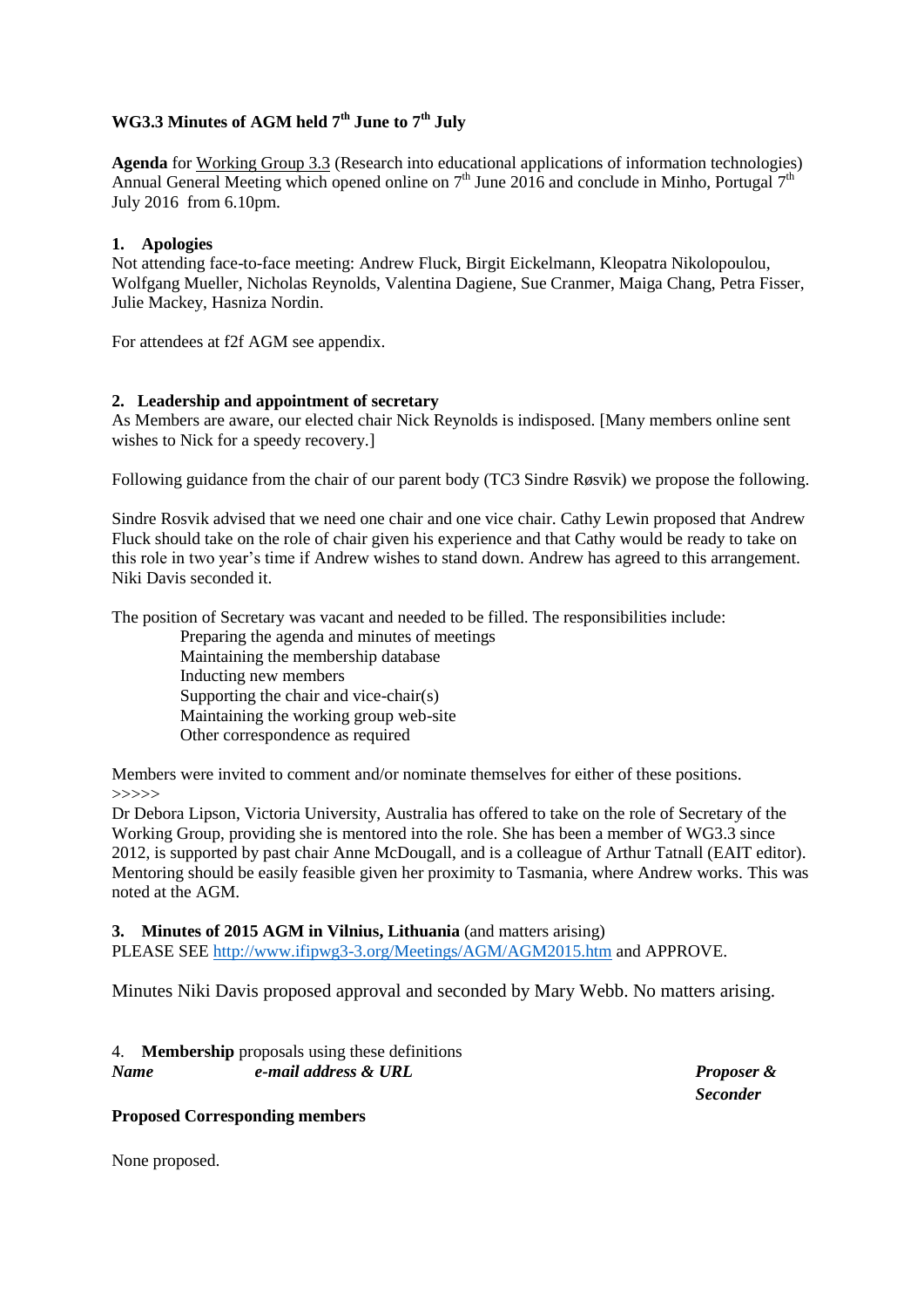# WG3.3 Minutes of AGM held 7th June to 7th July

**Agenda** for Working Group 3.3 (Research into educational applications of information technologies) Annual General Meeting which opened online on 7th June 2016 and conclude in Minho, Portugal 7th July 2016 from 6.10pm.

## 1. Apologies

Not attending face-to-face meeting: Andrew Fluck, Birgit Eickelmann, Kleopatra Nikolopoulou, Wolfgang Mueller, Nicholas Reynolds, Valentina Dagiene, Sue Cranmer, Maiga Chang, Petra Fisser, Julie Mackey, Hasniza Nordin.

For attendees at f2f AGM see appendix.

## 2. Leadership and appointment of secretary

As Members are aware, our elected chair Nick Reynolds is indisposed. [Many members online sent wishes to Nick for a speedy recovery.]

Following guidance from the chair of our parent body (TC3 Sindre Røsvik) we propose the following.

Sindre Rosvik advised that we need one chair and one vice chair. Cathy Lewin proposed that Andrew Fluck should take on the role of chair given his experience and that Cathy would be ready to take on this role in two year's time if Andrew wishes to stand down. Andrew has agreed to this arrangement. Niki Davis seconded it.

The position of Secretary was vacant and needed to be filled. The responsibilities include:

- Preparing the agenda and minutes of meetings
- Maintaining the membership database
- Inducting new members
- Supporting the chair and vice-chair(s)
- Maintaining the working group web-site
- Other correspondence as required

Members were invited to comment and/or nominate themselves for either of these positions.
>>>>>
Dr Debora Lipson, Victoria University, Australia has offered to take on the role of Secretary of the Working Group, providing she is mentored into the role. She has been a member of WG3.3 since 2012, is supported by past chair Anne McDougall, and is a colleague of Arthur Tatnall (EAIT editor). Mentoring should be easily feasible given her proximity to Tasmania, where Andrew works. This was noted at the AGM.

## 3. Minutes of 2015 AGM in Vilnius, Lithuania (and matters arising)

PLEASE SEE http://www.ifipwg3-3.org/Meetings/AGM/AGM2015.htm and APPROVE.

Minutes Niki Davis proposed approval and seconded by Mary Webb. No matters arising.

## 4. Membership proposals using these definitions

| *Name* | *e-mail address & URL* | *Proposer & Seconder* |
| --- | --- | --- |

**Proposed Corresponding members**

None proposed.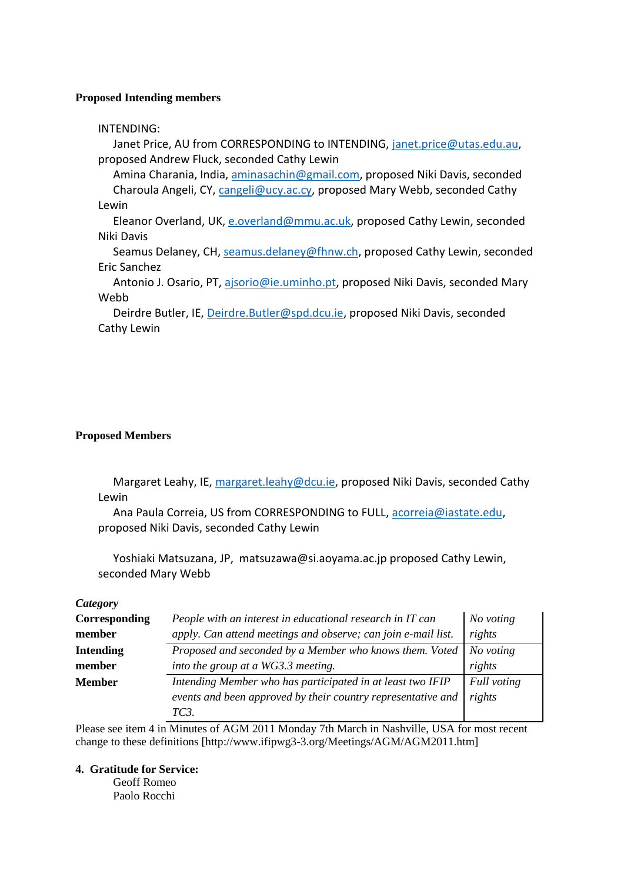**Proposed Intending members**

INTENDING:

Janet Price, AU from CORRESPONDING to INTENDING, janet.price@utas.edu.au, proposed Andrew Fluck, seconded Cathy Lewin

Amina Charania, India, aminasachin@gmail.com, proposed Niki Davis, seconded

Charoula Angeli, CY, cangeli@ucy.ac.cy, proposed Mary Webb, seconded Cathy Lewin

Eleanor Overland, UK, e.overland@mmu.ac.uk, proposed Cathy Lewin, seconded Niki Davis

Seamus Delaney, CH, seamus.delaney@fhnw.ch, proposed Cathy Lewin, seconded Eric Sanchez

Antonio J. Osario, PT, ajsorio@ie.uminho.pt, proposed Niki Davis, seconded Mary Webb

Deirdre Butler, IE, Deirdre.Butler@spd.dcu.ie, proposed Niki Davis, seconded Cathy Lewin

**Proposed Members**

Margaret Leahy, IE, margaret.leahy@dcu.ie, proposed Niki Davis, seconded Cathy Lewin

Ana Paula Correia, US from CORRESPONDING to FULL, acorreia@iastate.edu, proposed Niki Davis, seconded Cathy Lewin

Yoshiaki Matsuzana, JP, matsuzawa@si.aoyama.ac.jp proposed Cathy Lewin, seconded Mary Webb

| ***Category*** | | |
|---|---|---|
| **Corresponding member** | *People with an interest in educational research in IT can apply. Can attend meetings and observe; can join e-mail list.* | *No voting rights* |
| **Intending member** | *Proposed and seconded by a Member who knows them. Voted into the group at a WG3.3 meeting.* | *No voting rights* |
| **Member** | *Intending Member who has participated in at least two IFIP events and been approved by their country representative and TC3.* | *Full voting rights* |

Please see item 4 in Minutes of AGM 2011 Monday 7th March in Nashville, USA for most recent change to these definitions [http://www.ifipwg3-3.org/Meetings/AGM/AGM2011.htm]

**4. Gratitude for Service:**

Geoff Romeo
Paolo Rocchi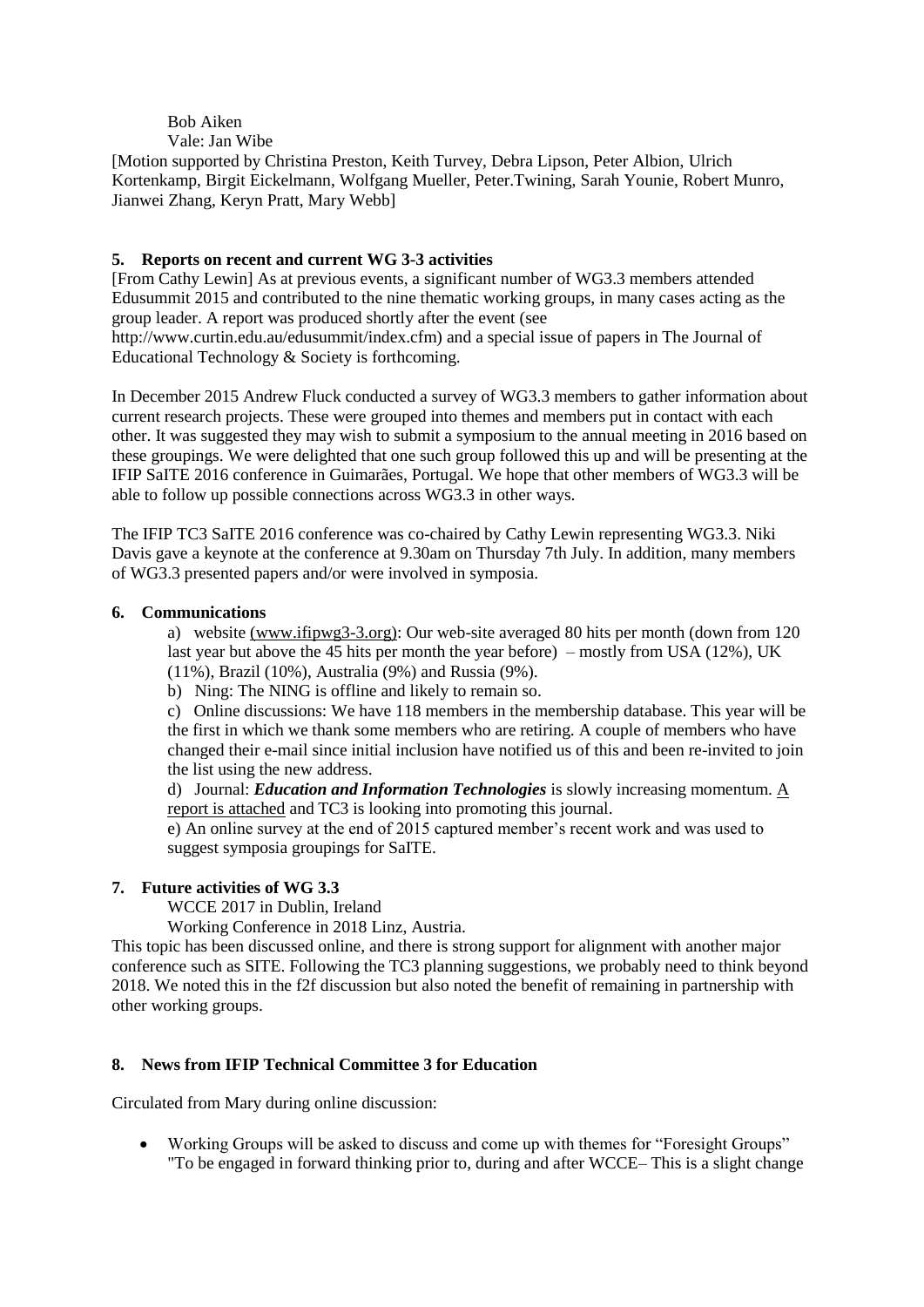Bob Aiken

Vale: Jan Wibe

[Motion supported by Christina Preston, Keith Turvey, Debra Lipson, Peter Albion, Ulrich Kortenkamp, Birgit Eickelmann, Wolfgang Mueller, Peter.Twining, Sarah Younie, Robert Munro, Jianwei Zhang, Keryn Pratt, Mary Webb]

## 5. Reports on recent and current WG 3-3 activities

[From Cathy Lewin] As at previous events, a significant number of WG3.3 members attended Edusummit 2015 and contributed to the nine thematic working groups, in many cases acting as the group leader. A report was produced shortly after the event (see http://www.curtin.edu.au/edusummit/index.cfm) and a special issue of papers in The Journal of Educational Technology & Society is forthcoming.

In December 2015 Andrew Fluck conducted a survey of WG3.3 members to gather information about current research projects. These were grouped into themes and members put in contact with each other. It was suggested they may wish to submit a symposium to the annual meeting in 2016 based on these groupings. We were delighted that one such group followed this up and will be presenting at the IFIP SaITE 2016 conference in Guimarães, Portugal. We hope that other members of WG3.3 will be able to follow up possible connections across WG3.3 in other ways.

The IFIP TC3 SaITE 2016 conference was co-chaired by Cathy Lewin representing WG3.3. Niki Davis gave a keynote at the conference at 9.30am on Thursday 7th July. In addition, many members of WG3.3 presented papers and/or were involved in symposia.

## 6. Communications

a) website (www.ifipwg3-3.org): Our web-site averaged 80 hits per month (down from 120 last year but above the 45 hits per month the year before) – mostly from USA (12%), UK (11%), Brazil (10%), Australia (9%) and Russia (9%).

b) Ning: The NING is offline and likely to remain so.

c) Online discussions: We have 118 members in the membership database. This year will be the first in which we thank some members who are retiring. A couple of members who have changed their e-mail since initial inclusion have notified us of this and been re-invited to join the list using the new address.

d) Journal: ***Education and Information Technologies*** is slowly increasing momentum. A report is attached and TC3 is looking into promoting this journal.

e) An online survey at the end of 2015 captured member's recent work and was used to suggest symposia groupings for SaITE.

## 7. Future activities of WG 3.3

WCCE 2017 in Dublin, Ireland

Working Conference in 2018 Linz, Austria.

This topic has been discussed online, and there is strong support for alignment with another major conference such as SITE. Following the TC3 planning suggestions, we probably need to think beyond 2018. We noted this in the f2f discussion but also noted the benefit of remaining in partnership with other working groups.

## 8. News from IFIP Technical Committee 3 for Education

Circulated from Mary during online discussion:

- Working Groups will be asked to discuss and come up with themes for "Foresight Groups" "To be engaged in forward thinking prior to, during and after WCCE– This is a slight change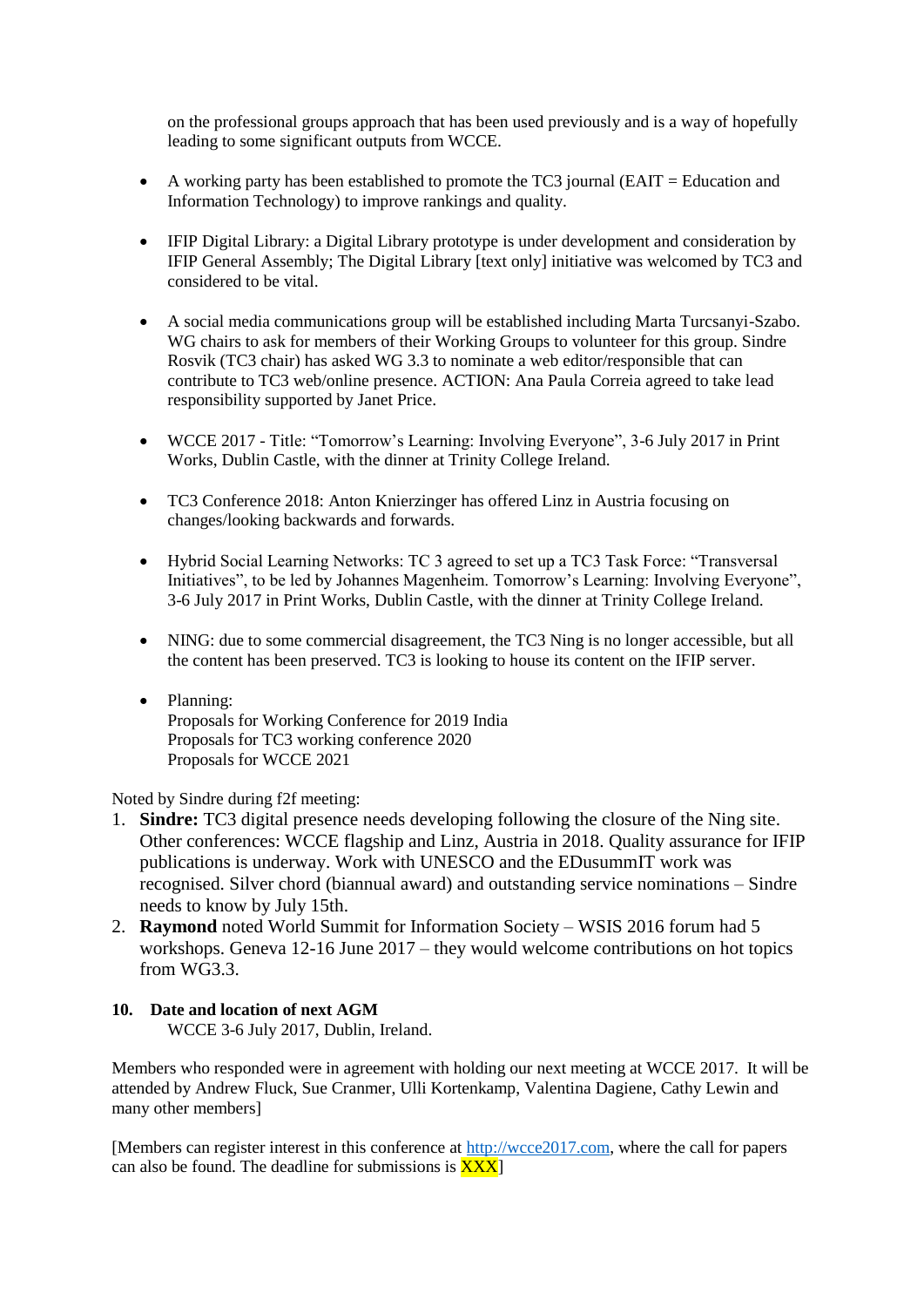on the professional groups approach that has been used previously and is a way of hopefully leading to some significant outputs from WCCE.

- A working party has been established to promote the TC3 journal (EAIT = Education and Information Technology) to improve rankings and quality.

- IFIP Digital Library: a Digital Library prototype is under development and consideration by IFIP General Assembly; The Digital Library [text only] initiative was welcomed by TC3 and considered to be vital.

- A social media communications group will be established including Marta Turcsanyi-Szabo. WG chairs to ask for members of their Working Groups to volunteer for this group. Sindre Rosvik (TC3 chair) has asked WG 3.3 to nominate a web editor/responsible that can contribute to TC3 web/online presence. ACTION: Ana Paula Correia agreed to take lead responsibility supported by Janet Price.

- WCCE 2017 - Title: "Tomorrow's Learning: Involving Everyone", 3-6 July 2017 in Print Works, Dublin Castle, with the dinner at Trinity College Ireland.

- TC3 Conference 2018: Anton Knierzinger has offered Linz in Austria focusing on changes/looking backwards and forwards.

- Hybrid Social Learning Networks: TC 3 agreed to set up a TC3 Task Force: "Transversal Initiatives", to be led by Johannes Magenheim. Tomorrow's Learning: Involving Everyone", 3-6 July 2017 in Print Works, Dublin Castle, with the dinner at Trinity College Ireland.

- NING: due to some commercial disagreement, the TC3 Ning is no longer accessible, but all the content has been preserved. TC3 is looking to house its content on the IFIP server.

- Planning:
  Proposals for Working Conference for 2019 India
  Proposals for TC3 working conference 2020
  Proposals for WCCE 2021

Noted by Sindre during f2f meeting:

1. **Sindre:** TC3 digital presence needs developing following the closure of the Ning site. Other conferences: WCCE flagship and Linz, Austria in 2018. Quality assurance for IFIP publications is underway. Work with UNESCO and the EDusummIT work was recognised. Silver chord (biannual award) and outstanding service nominations – Sindre needs to know by July 15th.
2. **Raymond** noted World Summit for Information Society – WSIS 2016 forum had 5 workshops. Geneva 12-16 June 2017 – they would welcome contributions on hot topics from WG3.3.

**10. Date and location of next AGM**

WCCE 3-6 July 2017, Dublin, Ireland.

Members who responded were in agreement with holding our next meeting at WCCE 2017. It will be attended by Andrew Fluck, Sue Cranmer, Ulli Kortenkamp, Valentina Dagiene, Cathy Lewin and many other members]

[Members can register interest in this conference at http://wcce2017.com, where the call for papers can also be found. The deadline for submissions is XXX]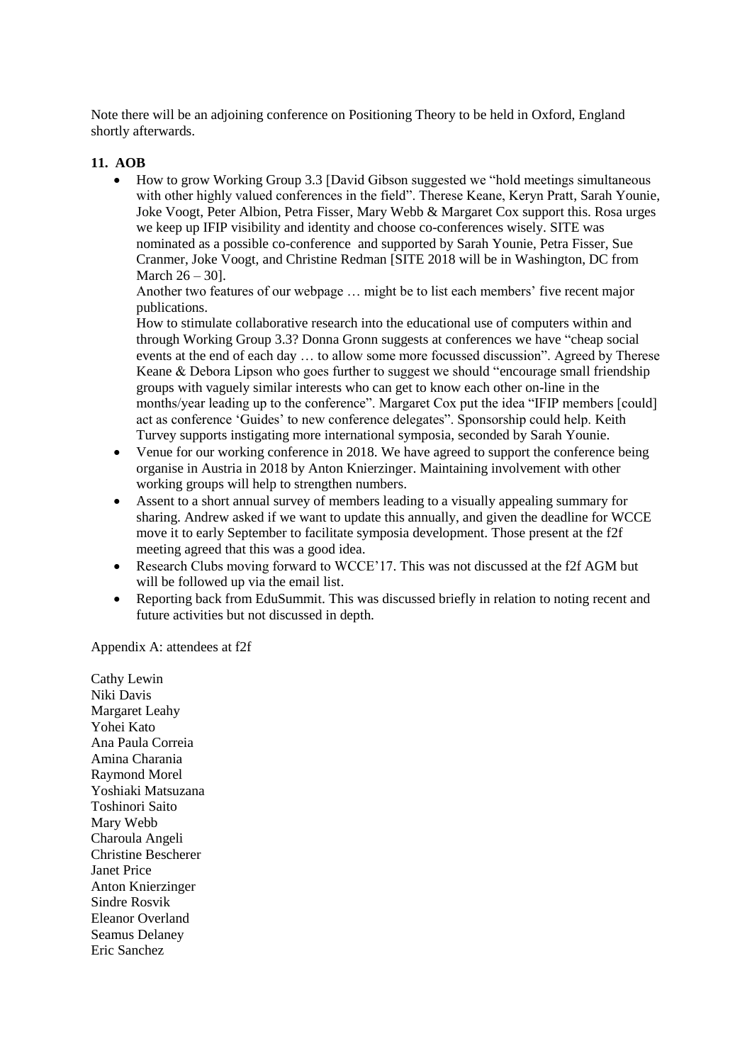Note there will be an adjoining conference on Positioning Theory to be held in Oxford, England shortly afterwards.

**11. AOB**

- How to grow Working Group 3.3 [David Gibson suggested we "hold meetings simultaneous with other highly valued conferences in the field". Therese Keane, Keryn Pratt, Sarah Younie, Joke Voogt, Peter Albion, Petra Fisser, Mary Webb & Margaret Cox support this. Rosa urges we keep up IFIP visibility and identity and choose co-conferences wisely. SITE was nominated as a possible co-conference and supported by Sarah Younie, Petra Fisser, Sue Cranmer, Joke Voogt, and Christine Redman [SITE 2018 will be in Washington, DC from March 26 – 30].
  Another two features of our webpage … might be to list each members' five recent major publications.
  How to stimulate collaborative research into the educational use of computers within and through Working Group 3.3? Donna Gronn suggests at conferences we have "cheap social events at the end of each day … to allow some more focussed discussion". Agreed by Therese Keane & Debora Lipson who goes further to suggest we should "encourage small friendship groups with vaguely similar interests who can get to know each other on-line in the months/year leading up to the conference". Margaret Cox put the idea "IFIP members [could] act as conference 'Guides' to new conference delegates". Sponsorship could help. Keith Turvey supports instigating more international symposia, seconded by Sarah Younie.
- Venue for our working conference in 2018. We have agreed to support the conference being organise in Austria in 2018 by Anton Knierzinger. Maintaining involvement with other working groups will help to strengthen numbers.
- Assent to a short annual survey of members leading to a visually appealing summary for sharing. Andrew asked if we want to update this annually, and given the deadline for WCCE move it to early September to facilitate symposia development. Those present at the f2f meeting agreed that this was a good idea.
- Research Clubs moving forward to WCCE'17. This was not discussed at the f2f AGM but will be followed up via the email list.
- Reporting back from EduSummit. This was discussed briefly in relation to noting recent and future activities but not discussed in depth.

Appendix A: attendees at f2f

Cathy Lewin
Niki Davis
Margaret Leahy
Yohei Kato
Ana Paula Correia
Amina Charania
Raymond Morel
Yoshiaki Matsuzana
Toshinori Saito
Mary Webb
Charoula Angeli
Christine Bescherer
Janet Price
Anton Knierzinger
Sindre Rosvik
Eleanor Overland
Seamus Delaney
Eric Sanchez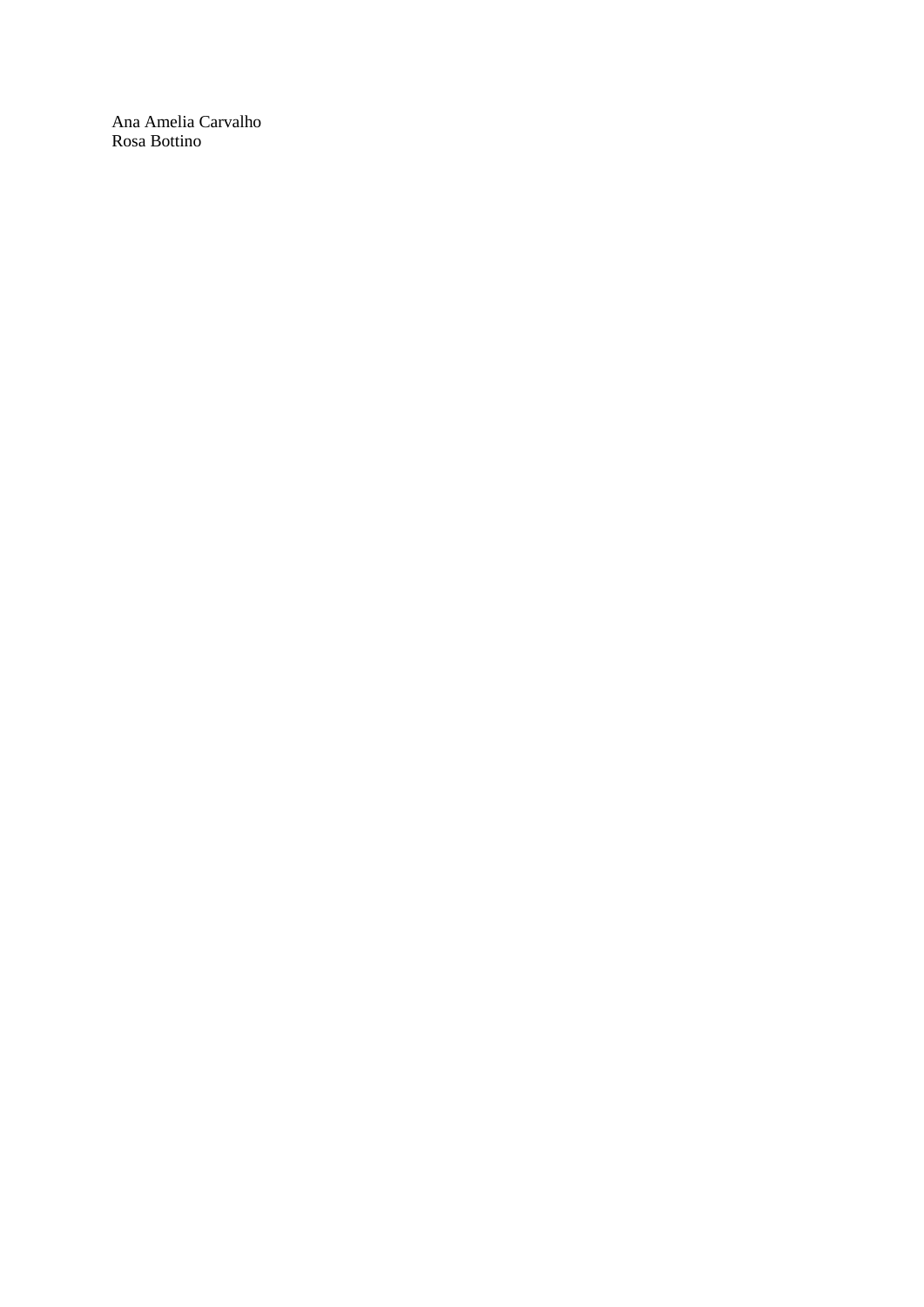Ana Amelia Carvalho
Rosa Bottino